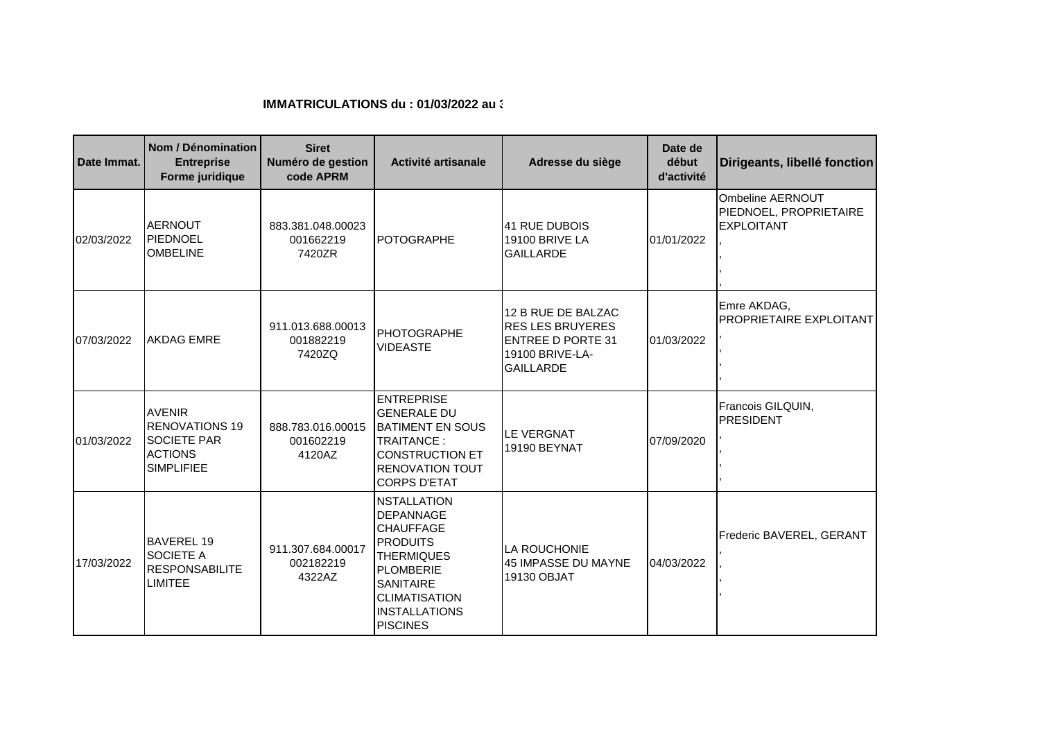**IMMATRICULATIONS du : 01/03/2022 au 3**

| Date Immat. | Nom / Dénomination Entreprise Forme juridique | Siret Numéro de gestion code APRM | Activité artisanale | Adresse du siège | Date de début d'activité | Dirigeants, libellé fonction |
|---|---|---|---|---|---|---|
| 02/03/2022 | AERNOUT PIEDNOEL OMBELINE | 883.381.048.00023 001662219 7420ZR | POTOGRAPHE | 41 RUE DUBOIS 19100 BRIVE LA GAILLARDE | 01/01/2022 | Ombeline AERNOUT PIEDNOEL, PROPRIETAIRE EXPLOITANT , , , , |
| 07/03/2022 | AKDAG EMRE | 911.013.688.00013 001882219 7420ZQ | PHOTOGRAPHE VIDEASTE | 12 B RUE DE BALZAC RES LES BRUYERES ENTREE D PORTE 31 19100 BRIVE-LA-GAILLARDE | 01/03/2022 | Emre AKDAG, PROPRIETAIRE EXPLOITANT , , , , |
| 01/03/2022 | AVENIR RENOVATIONS 19 SOCIETE PAR ACTIONS SIMPLIFIEE | 888.783.016.00015 001602219 4120AZ | ENTREPRISE GENERALE DU BATIMENT EN SOUS TRAITANCE : CONSTRUCTION ET RENOVATION TOUT CORPS D'ETAT | LE VERGNAT 19190 BEYNAT | 07/09/2020 | Francois GILQUIN, PRESIDENT , , , , |
| 17/03/2022 | BAVEREL 19 SOCIETE A RESPONSABILITE LIMITEE | 911.307.684.00017 002182219 4322AZ | NSTALLATION DEPANNAGE CHAUFFAGE PRODUITS THERMIQUES PLOMBERIE SANITAIRE CLIMATISATION INSTALLATIONS PISCINES | LA ROUCHONIE 45 IMPASSE DU MAYNE 19130 OBJAT | 04/03/2022 | Frederic BAVEREL, GERANT , , , , |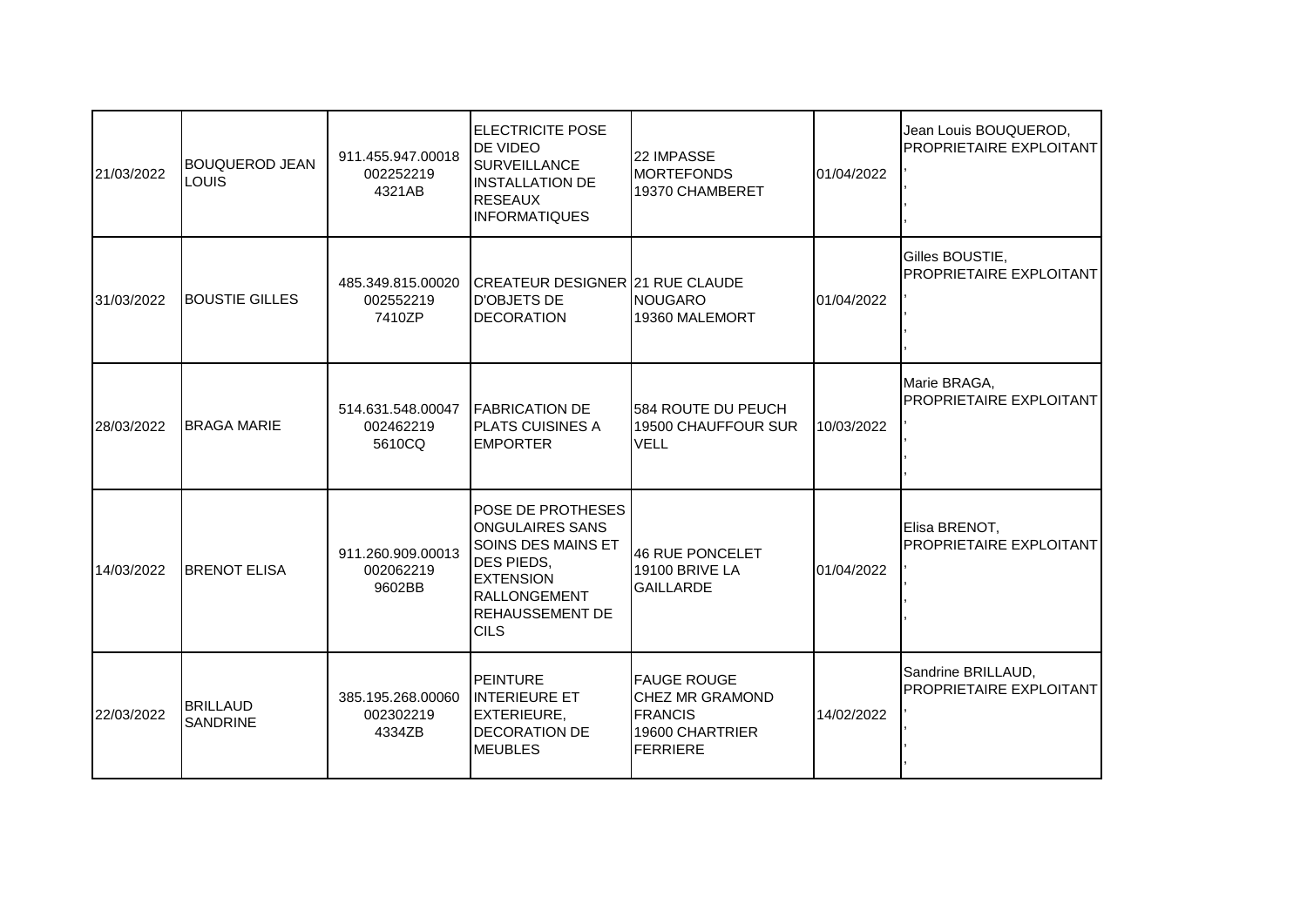| | | | | | | |
|---|---|---|---|---|---|---|
| 21/03/2022 | BOUQUEROD JEAN LOUIS | 911.455.947.00018 002252219 4321AB | ELECTRICITE POSE DE VIDEO SURVEILLANCE INSTALLATION DE RESEAUX INFORMATIQUES | 22 IMPASSE MORTEFONDS 19370 CHAMBERET | 01/04/2022 | Jean Louis BOUQUEROD, PROPRIETAIRE EXPLOITANT , , , , |
| 31/03/2022 | BOUSTIE GILLES | 485.349.815.00020 002552219 7410ZP | CREATEUR DESIGNER D'OBJETS DE DECORATION | 21 RUE CLAUDE NOUGARO 19360 MALEMORT | 01/04/2022 | Gilles BOUSTIE, PROPRIETAIRE EXPLOITANT , , , , |
| 28/03/2022 | BRAGA MARIE | 514.631.548.00047 002462219 5610CQ | FABRICATION DE PLATS CUISINES A EMPORTER | 584 ROUTE DU PEUCH 19500 CHAUFFOUR SUR VELL | 10/03/2022 | Marie BRAGA, PROPRIETAIRE EXPLOITANT , , , , |
| 14/03/2022 | BRENOT ELISA | 911.260.909.00013 002062219 9602BB | POSE DE PROTHESES ONGULAIRES SANS SOINS DES MAINS ET DES PIEDS, EXTENSION RALLONGEMENT REHAUSSEMENT DE CILS | 46 RUE PONCELET 19100 BRIVE LA GAILLARDE | 01/04/2022 | Elisa BRENOT, PROPRIETAIRE EXPLOITANT , , , , |
| 22/03/2022 | BRILLAUD SANDRINE | 385.195.268.00060 002302219 4334ZB | PEINTURE INTERIEURE ET EXTERIEURE, DECORATION DE MEUBLES | FAUGE ROUGE CHEZ MR GRAMOND FRANCIS 19600 CHARTRIER FERRIERE | 14/02/2022 | Sandrine BRILLAUD, PROPRIETAIRE EXPLOITANT , , , , |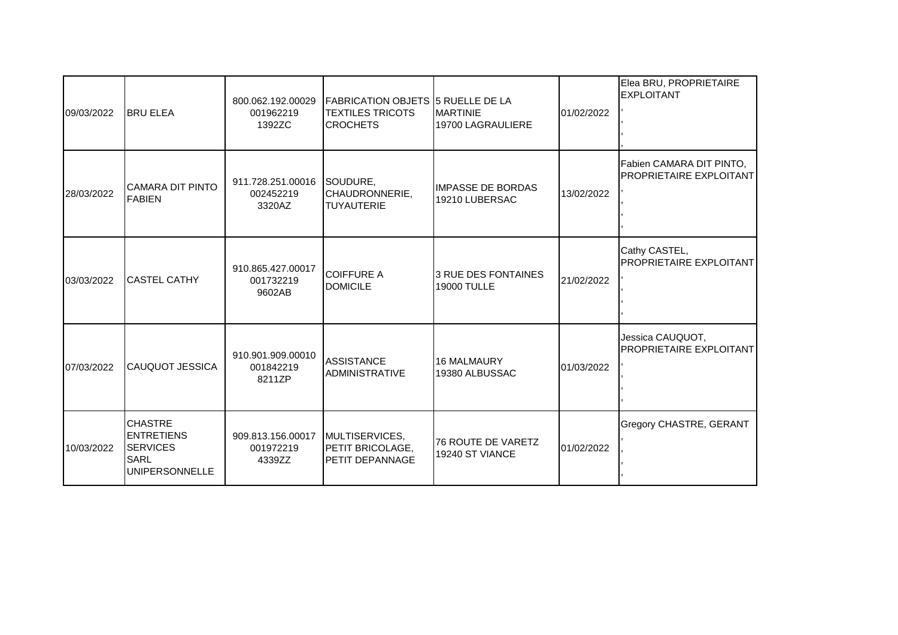| | | | | | | |
|---|---|---|---|---|---|---|
| 09/03/2022 | BRU ELEA | 800.062.192.00029 001962219 1392ZC | FABRICATION OBJETS TEXTILES TRICOTS CROCHETS | 5 RUELLE DE LA MARTINIE 19700 LAGRAULIERE | 01/02/2022 | Elea BRU, PROPRIETAIRE EXPLOITANT , , , |
| 28/03/2022 | CAMARA DIT PINTO FABIEN | 911.728.251.00016 002452219 3320AZ | SOUDURE, CHAUDRONNERIE, TUYAUTERIE | IMPASSE DE BORDAS 19210 LUBERSAC | 13/02/2022 | Fabien CAMARA DIT PINTO, PROPRIETAIRE EXPLOITANT , , , |
| 03/03/2022 | CASTEL CATHY | 910.865.427.00017 001732219 9602AB | COIFFURE A DOMICILE | 3 RUE DES FONTAINES 19000 TULLE | 21/02/2022 | Cathy CASTEL, PROPRIETAIRE EXPLOITANT , , , |
| 07/03/2022 | CAUQUOT JESSICA | 910.901.909.00010 001842219 8211ZP | ASSISTANCE ADMINISTRATIVE | 16 MALMAURY 19380 ALBUSSAC | 01/03/2022 | Jessica CAUQUOT, PROPRIETAIRE EXPLOITANT , , , |
| 10/03/2022 | CHASTRE ENTRETIENS SERVICES SARL UNIPERSONNELLE | 909.813.156.00017 001972219 4339ZZ | MULTISERVICES, PETIT BRICOLAGE, PETIT DEPANNAGE | 76 ROUTE DE VARETZ 19240 ST VIANCE | 01/02/2022 | Gregory CHASTRE, GERANT , , , |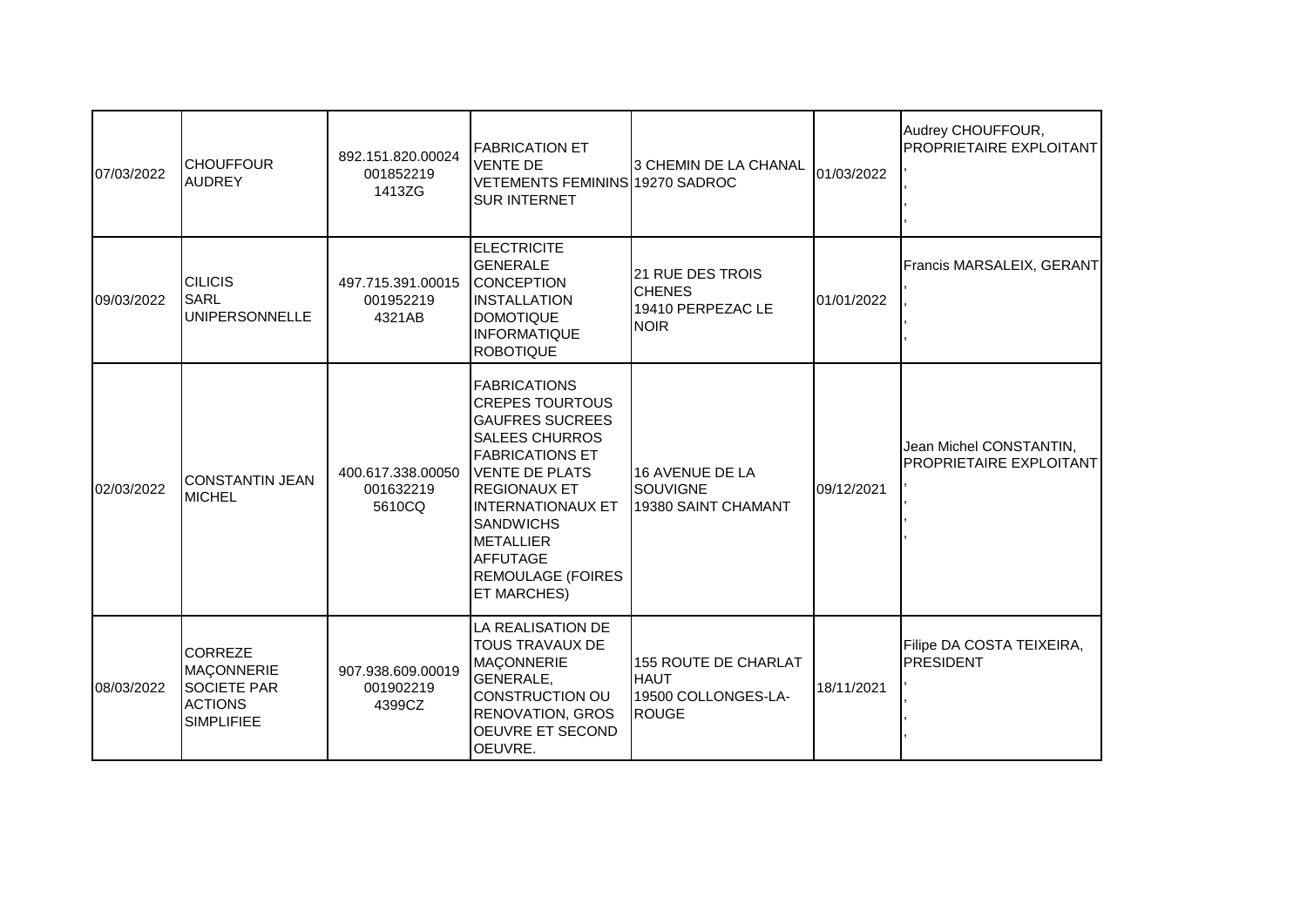| | | | | | | |
|---|---|---|---|---|---|---|
| 07/03/2022 | CHOUFFOUR AUDREY | 892.151.820.00024 001852219 1413ZG | FABRICATION ET VENTE DE VETEMENTS FEMININS SUR INTERNET | 3 CHEMIN DE LA CHANAL 19270 SADROC | 01/03/2022 | Audrey CHOUFFOUR, PROPRIETAIRE EXPLOITANT<br>,<br>,<br>,<br>, |
| 09/03/2022 | CILICIS SARL UNIPERSONNELLE | 497.715.391.00015 001952219 4321AB | ELECTRICITE GENERALE CONCEPTION INSTALLATION DOMOTIQUE INFORMATIQUE ROBOTIQUE | 21 RUE DES TROIS CHENES 19410 PERPEZAC LE NOIR | 01/01/2022 | Francis MARSALEIX, GERANT<br>,<br>,<br>,<br>, |
| 02/03/2022 | CONSTANTIN JEAN MICHEL | 400.617.338.00050 001632219 5610CQ | FABRICATIONS CREPES TOURTOUS GAUFRES SUCREES SALEES CHURROS FABRICATIONS ET VENTE DE PLATS REGIONAUX ET INTERNATIONAUX ET SANDWICHS METALLIER AFFUTAGE REMOULAGE (FOIRES ET MARCHES) | 16 AVENUE DE LA SOUVIGNE 19380 SAINT CHAMANT | 09/12/2021 | Jean Michel CONSTANTIN, PROPRIETAIRE EXPLOITANT<br>,<br>,<br>,<br>, |
| 08/03/2022 | CORREZE MAÇONNERIE SOCIETE PAR ACTIONS SIMPLIFIEE | 907.938.609.00019 001902219 4399CZ | LA REALISATION DE TOUS TRAVAUX DE MAÇONNERIE GENERALE, CONSTRUCTION OU RENOVATION, GROS OEUVRE ET SECOND OEUVRE. | 155 ROUTE DE CHARLAT HAUT 19500 COLLONGES-LA-ROUGE | 18/11/2021 | Filipe DA COSTA TEIXEIRA, PRESIDENT<br>,<br>,<br>,<br>, |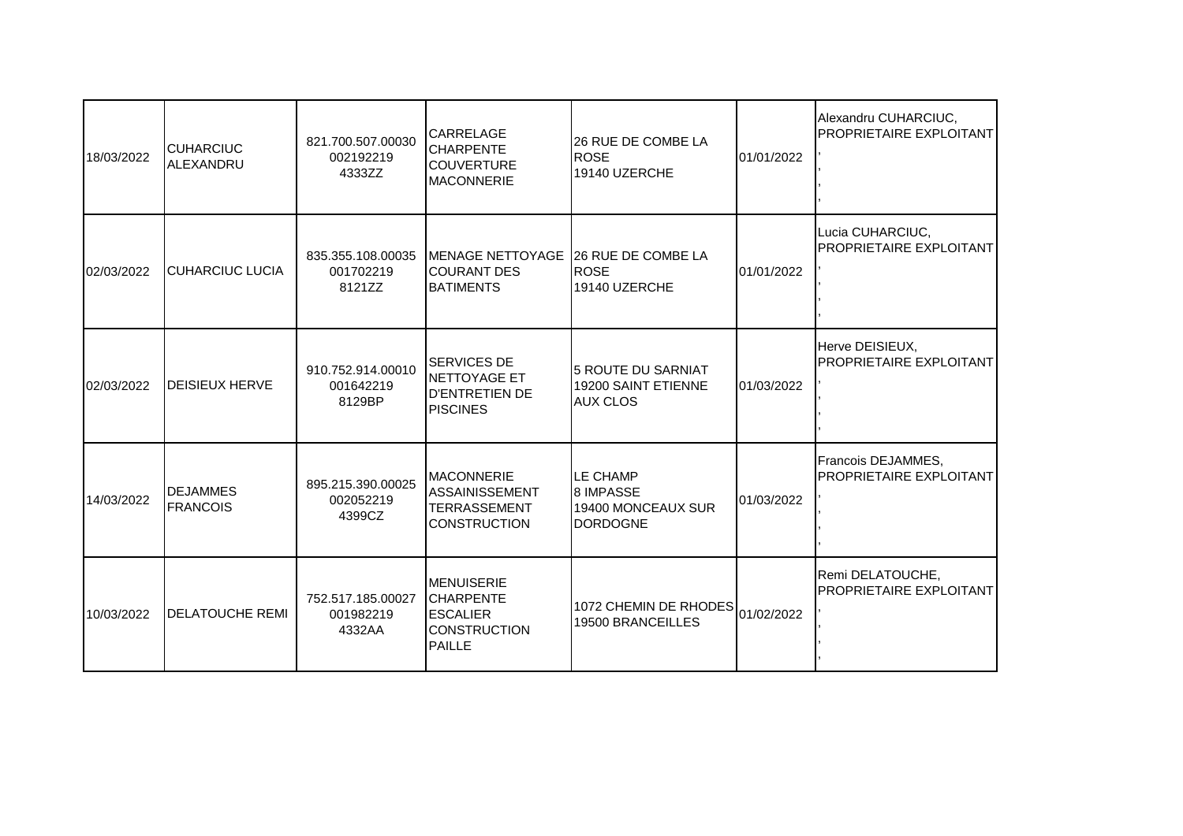| | | | | | | |
|---|---|---|---|---|---|---|
| 18/03/2022 | CUHARCIUC ALEXANDRU | 821.700.507.00030<br>002192219<br>4333ZZ | CARRELAGE CHARPENTE COUVERTURE MACONNERIE | 26 RUE DE COMBE LA ROSE<br>19140 UZERCHE | 01/01/2022 | Alexandru CUHARCIUC, PROPRIETAIRE EXPLOITANT<br>,<br>,<br>,<br>, |
| 02/03/2022 | CUHARCIUC LUCIA | 835.355.108.00035<br>001702219<br>8121ZZ | MENAGE NETTOYAGE COURANT DES BATIMENTS | 26 RUE DE COMBE LA ROSE<br>19140 UZERCHE | 01/01/2022 | Lucia CUHARCIUC, PROPRIETAIRE EXPLOITANT<br>,<br>,<br>,<br>, |
| 02/03/2022 | DEISIEUX HERVE | 910.752.914.00010<br>001642219<br>8129BP | SERVICES DE NETTOYAGE ET D'ENTRETIEN DE PISCINES | 5 ROUTE DU SARNIAT<br>19200 SAINT ETIENNE AUX CLOS | 01/03/2022 | Herve DEISIEUX, PROPRIETAIRE EXPLOITANT<br>,<br>,<br>,<br>, |
| 14/03/2022 | DEJAMMES FRANCOIS | 895.215.390.00025<br>002052219<br>4399CZ | MACONNERIE ASSAINISSEMENT TERRASSEMENT CONSTRUCTION | LE CHAMP<br>8 IMPASSE<br>19400 MONCEAUX SUR DORDOGNE | 01/03/2022 | Francois DEJAMMES, PROPRIETAIRE EXPLOITANT<br>,<br>,<br>,<br>, |
| 10/03/2022 | DELATOUCHE REMI | 752.517.185.00027<br>001982219<br>4332AA | MENUISERIE CHARPENTE ESCALIER CONSTRUCTION PAILLE | 1072 CHEMIN DE RHODES<br>19500 BRANCEILLES | 01/02/2022 | Remi DELATOUCHE, PROPRIETAIRE EXPLOITANT<br>,<br>,<br>,<br>, |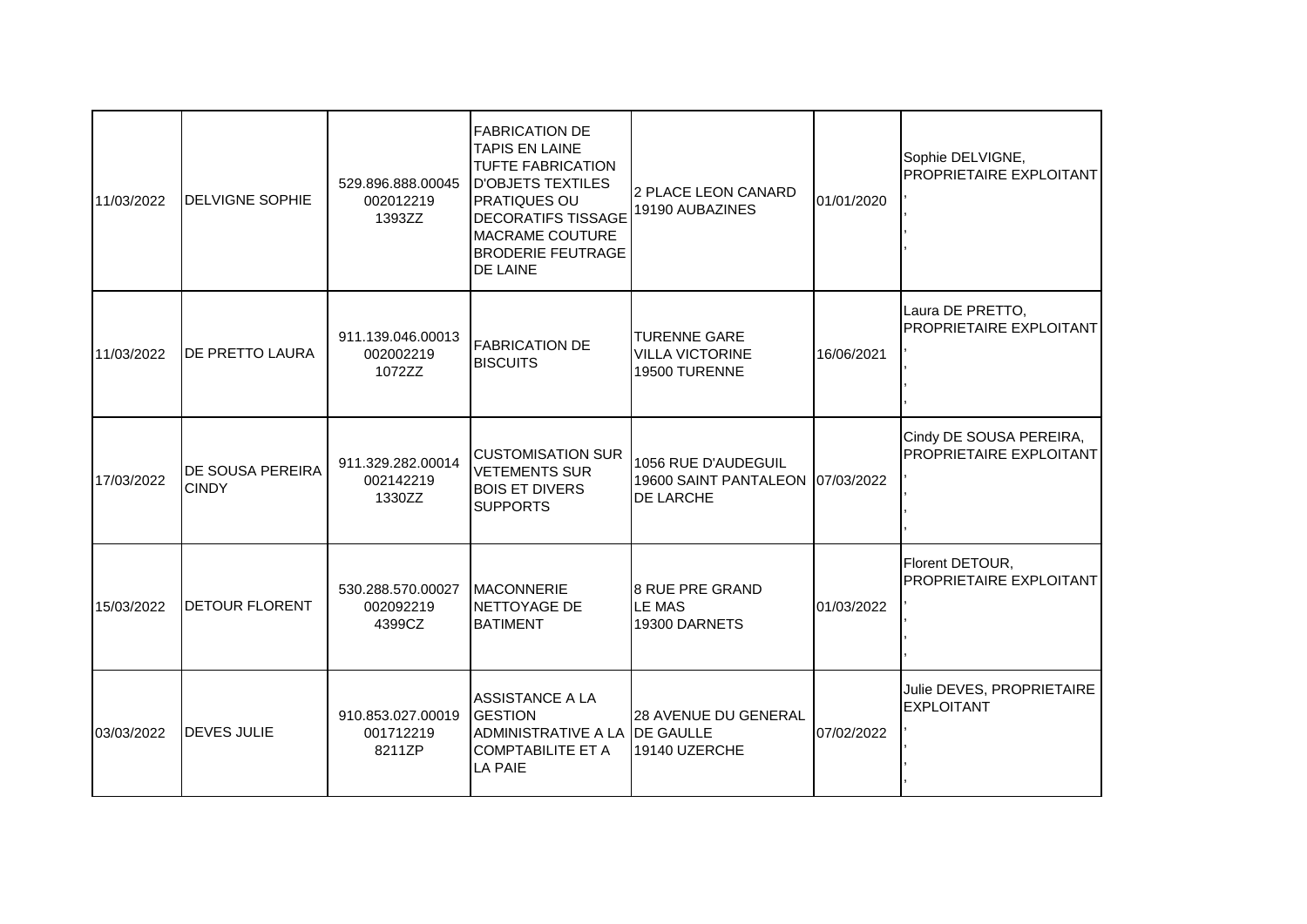| | | | | | | |
|---|---|---|---|---|---|---|
| 11/03/2022 | DELVIGNE SOPHIE | 529.896.888.00045 002012219 1393ZZ | FABRICATION DE TAPIS EN LAINE TUFTE FABRICATION D'OBJETS TEXTILES PRATIQUES OU DECORATIFS TISSAGE MACRAME COUTURE BRODERIE FEUTRAGE DE LAINE | 2 PLACE LEON CANARD 19190 AUBAZINES | 01/01/2020 | Sophie DELVIGNE, PROPRIETAIRE EXPLOITANT , , , , |
| 11/03/2022 | DE PRETTO LAURA | 911.139.046.00013 002002219 1072ZZ | FABRICATION DE BISCUITS | TURENNE GARE VILLA VICTORINE 19500 TURENNE | 16/06/2021 | Laura DE PRETTO, PROPRIETAIRE EXPLOITANT , , , , |
| 17/03/2022 | DE SOUSA PEREIRA CINDY | 911.329.282.00014 002142219 1330ZZ | CUSTOMISATION SUR VETEMENTS SUR BOIS ET DIVERS SUPPORTS | 1056 RUE D'AUDEGUIL 19600 SAINT PANTALEON DE LARCHE | 07/03/2022 | Cindy DE SOUSA PEREIRA, PROPRIETAIRE EXPLOITANT , , , , |
| 15/03/2022 | DETOUR FLORENT | 530.288.570.00027 002092219 4399CZ | MACONNERIE NETTOYAGE DE BATIMENT | 8 RUE PRE GRAND LE MAS 19300 DARNETS | 01/03/2022 | Florent DETOUR, PROPRIETAIRE EXPLOITANT , , , , |
| 03/03/2022 | DEVES JULIE | 910.853.027.00019 001712219 8211ZP | ASSISTANCE A LA GESTION ADMINISTRATIVE A LA COMPTABILITE ET A LA PAIE | 28 AVENUE DU GENERAL DE GAULLE 19140 UZERCHE | 07/02/2022 | Julie DEVES, PROPRIETAIRE EXPLOITANT , , , , |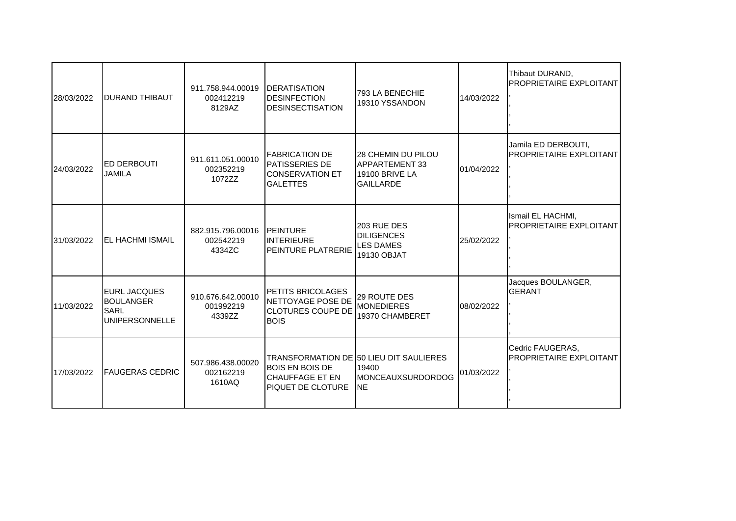| | | | | | | |
|---|---|---|---|---|---|---|
| 28/03/2022 | DURAND THIBAUT | 911.758.944.00019 002412219 8129AZ | DERATISATION DESINFECTION DESINSECTISATION | 793 LA BENECHIE 19310 YSSANDON | 14/03/2022 | Thibaut DURAND, PROPRIETAIRE EXPLOITANT , , , , |
| 24/03/2022 | ED DERBOUTI JAMILA | 911.611.051.00010 002352219 1072ZZ | FABRICATION DE PATISSERIES DE CONSERVATION ET GALETTES | 28 CHEMIN DU PILOU APPARTEMENT 33 19100 BRIVE LA GAILLARDE | 01/04/2022 | Jamila ED DERBOUTI, PROPRIETAIRE EXPLOITANT , , , , |
| 31/03/2022 | EL HACHMI ISMAIL | 882.915.796.00016 002542219 4334ZC | PEINTURE INTERIEURE PEINTURE PLATRERIE | 203 RUE DES DILIGENCES LES DAMES 19130 OBJAT | 25/02/2022 | Ismail EL HACHMI, PROPRIETAIRE EXPLOITANT , , , , |
| 11/03/2022 | EURL JACQUES BOULANGER SARL UNIPERSONNELLE | 910.676.642.00010 001992219 4339ZZ | PETITS BRICOLAGES NETTOYAGE POSE DE CLOTURES COUPE DE BOIS | 29 ROUTE DES MONEDIERES 19370 CHAMBERET | 08/02/2022 | Jacques BOULANGER, GERANT , , , , |
| 17/03/2022 | FAUGERAS CEDRIC | 507.986.438.00020 002162219 1610AQ | TRANSFORMATION DE BOIS EN BOIS DE CHAUFFAGE ET EN PIQUET DE CLOTURE | 50 LIEU DIT SAULIERES 19400 MONCEAUXSURDORDOGNE | 01/03/2022 | Cedric FAUGERAS, PROPRIETAIRE EXPLOITANT , , , , |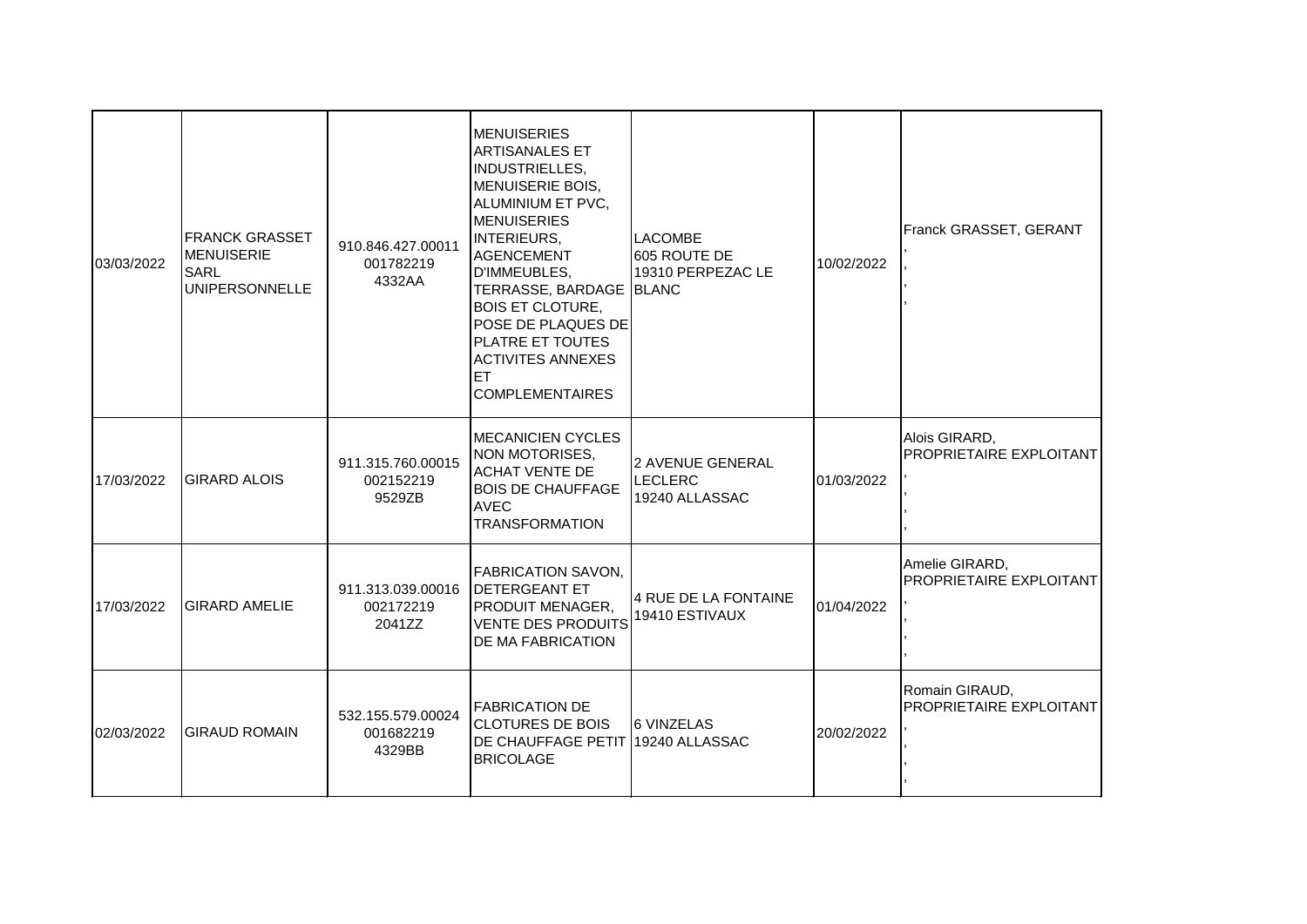| | | | | | | |
|---|---|---|---|---|---|---|
| 03/03/2022 | FRANCK GRASSET MENUISERIE SARL UNIPERSONNELLE | 910.846.427.00011 001782219 4332AA | MENUISERIES ARTISANALES ET INDUSTRIELLES, MENUISERIE BOIS, ALUMINIUM ET PVC, MENUISERIES INTERIEURS, AGENCEMENT D'IMMEUBLES, TERRASSE, BARDAGE BOIS ET CLOTURE, POSE DE PLAQUES DE PLATRE ET TOUTES ACTIVITES ANNEXES ET COMPLEMENTAIRES | LACOMBE 605 ROUTE DE 19310 PERPEZAC LE BLANC | 10/02/2022 | Franck GRASSET, GERANT , , , , |
| 17/03/2022 | GIRARD ALOIS | 911.315.760.00015 002152219 9529ZB | MECANICIEN CYCLES NON MOTORISES, ACHAT VENTE DE BOIS DE CHAUFFAGE AVEC TRANSFORMATION | 2 AVENUE GENERAL LECLERC 19240 ALLASSAC | 01/03/2022 | Alois GIRARD, PROPRIETAIRE EXPLOITANT , , , , |
| 17/03/2022 | GIRARD AMELIE | 911.313.039.00016 002172219 2041ZZ | FABRICATION SAVON, DETERGEANT ET PRODUIT MENAGER, VENTE DES PRODUITS DE MA FABRICATION | 4 RUE DE LA FONTAINE 19410 ESTIVAUX | 01/04/2022 | Amelie GIRARD, PROPRIETAIRE EXPLOITANT , , , , |
| 02/03/2022 | GIRAUD ROMAIN | 532.155.579.00024 001682219 4329BB | FABRICATION DE CLOTURES DE BOIS DE CHAUFFAGE PETIT BRICOLAGE | 6 VINZELAS 19240 ALLASSAC | 20/02/2022 | Romain GIRAUD, PROPRIETAIRE EXPLOITANT , , , , |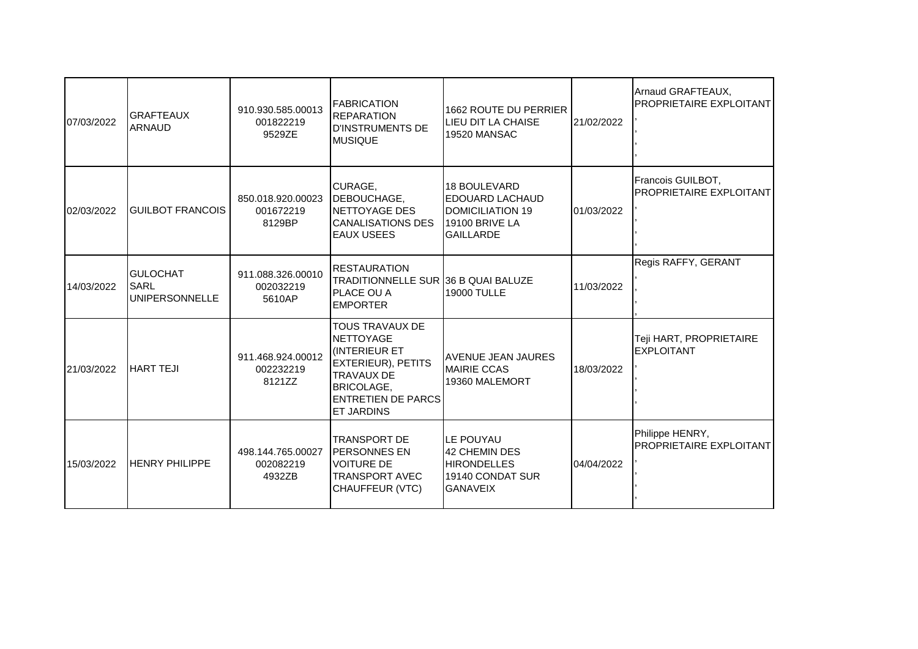| | | | | | | |
|---|---|---|---|---|---|---|
| 07/03/2022 | GRAFTEAUX ARNAUD | 910.930.585.00013 001822219 9529ZE | FABRICATION REPARATION D'INSTRUMENTS DE MUSIQUE | 1662 ROUTE DU PERRIER LIEU DIT LA CHAISE 19520 MANSAC | 21/02/2022 | Arnaud GRAFTEAUX, PROPRIETAIRE EXPLOITANT , , , , |
| 02/03/2022 | GUILBOT FRANCOIS | 850.018.920.00023 001672219 8129BP | CURAGE, DEBOUCHAGE, NETTOYAGE DES CANALISATIONS DES EAUX USEES | 18 BOULEVARD EDOUARD LACHAUD DOMICILIATION 19 19100 BRIVE LA GAILLARDE | 01/03/2022 | Francois GUILBOT, PROPRIETAIRE EXPLOITANT , , , , |
| 14/03/2022 | GULOCHAT SARL UNIPERSONNELLE | 911.088.326.00010 002032219 5610AP | RESTAURATION TRADITIONNELLE SUR PLACE OU A EMPORTER | 36 B QUAI BALUZE 19000 TULLE | 11/03/2022 | Regis RAFFY, GERANT , , , , |
| 21/03/2022 | HART TEJI | 911.468.924.00012 002232219 8121ZZ | TOUS TRAVAUX DE NETTOYAGE (INTERIEUR ET EXTERIEUR), PETITS TRAVAUX DE BRICOLAGE, ENTRETIEN DE PARCS ET JARDINS | AVENUE JEAN JAURES MAIRIE CCAS 19360 MALEMORT | 18/03/2022 | Teji HART, PROPRIETAIRE EXPLOITANT , , , , |
| 15/03/2022 | HENRY PHILIPPE | 498.144.765.00027 002082219 4932ZB | TRANSPORT DE PERSONNES EN VOITURE DE TRANSPORT AVEC CHAUFFEUR (VTC) | LE POUYAU 42 CHEMIN DES HIRONDELLES 19140 CONDAT SUR GANAVEIX | 04/04/2022 | Philippe HENRY, PROPRIETAIRE EXPLOITANT , , , , |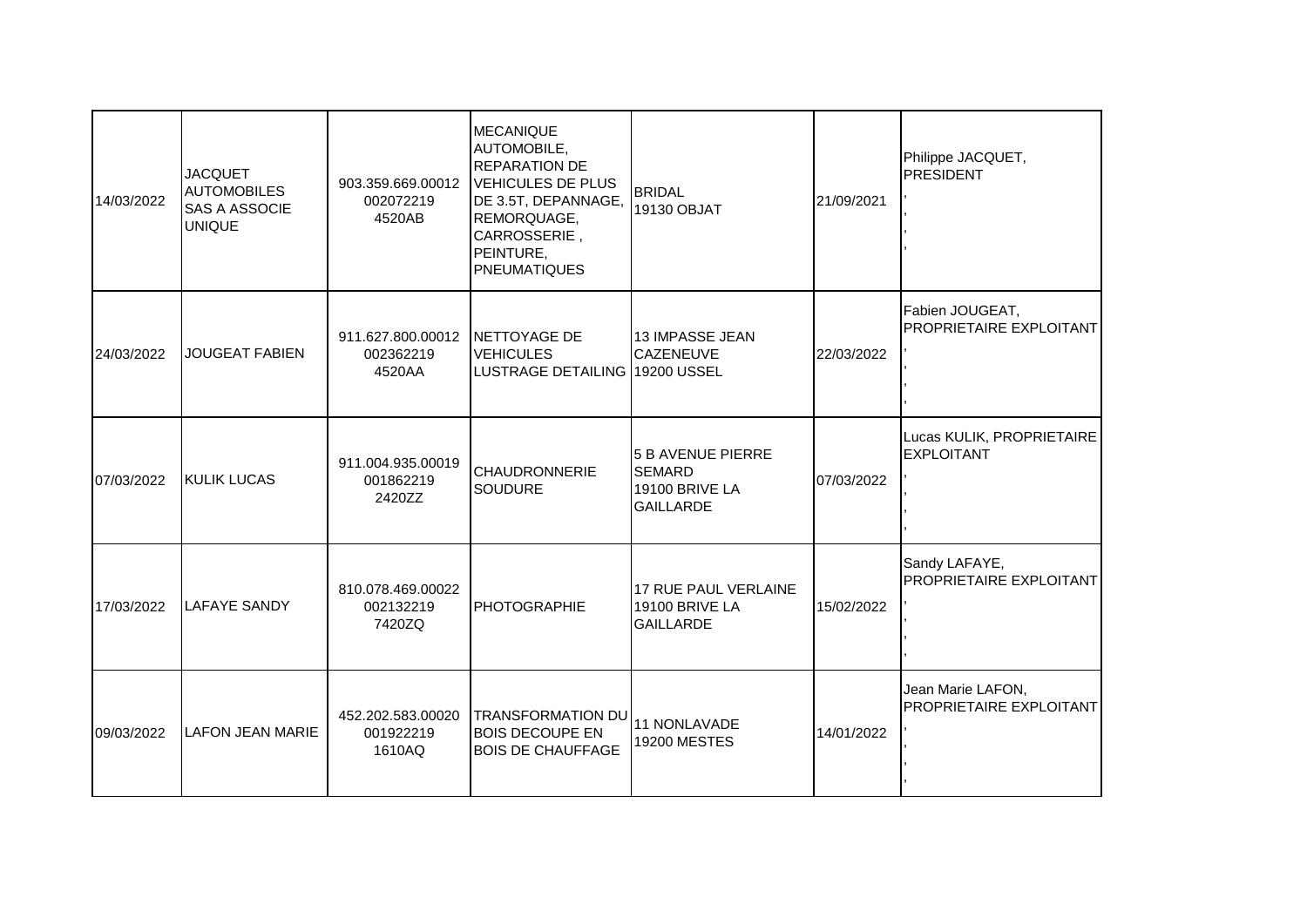| | | | | | | |
|---|---|---|---|---|---|---|
| 14/03/2022 | JACQUET AUTOMOBILES SAS A ASSOCIE UNIQUE | 903.359.669.00012 002072219 4520AB | MECANIQUE AUTOMOBILE, REPARATION DE VEHICULES DE PLUS DE 3.5T, DEPANNAGE, REMORQUAGE, CARROSSERIE , PEINTURE, PNEUMATIQUES | BRIDAL 19130 OBJAT | 21/09/2021 | Philippe JACQUET, PRESIDENT , , , , |
| 24/03/2022 | JOUGEAT FABIEN | 911.627.800.00012 002362219 4520AA | NETTOYAGE DE VEHICULES LUSTRAGE DETAILING | 13 IMPASSE JEAN CAZENEUVE 19200 USSEL | 22/03/2022 | Fabien JOUGEAT, PROPRIETAIRE EXPLOITANT , , , , |
| 07/03/2022 | KULIK LUCAS | 911.004.935.00019 001862219 2420ZZ | CHAUDRONNERIE SOUDURE | 5 B AVENUE PIERRE SEMARD 19100 BRIVE LA GAILLARDE | 07/03/2022 | Lucas KULIK, PROPRIETAIRE EXPLOITANT , , , , |
| 17/03/2022 | LAFAYE SANDY | 810.078.469.00022 002132219 7420ZQ | PHOTOGRAPHIE | 17 RUE PAUL VERLAINE 19100 BRIVE LA GAILLARDE | 15/02/2022 | Sandy LAFAYE, PROPRIETAIRE EXPLOITANT , , , , |
| 09/03/2022 | LAFON JEAN MARIE | 452.202.583.00020 001922219 1610AQ | TRANSFORMATION DU BOIS DECOUPE EN BOIS DE CHAUFFAGE | 11 NONLAVADE 19200 MESTES | 14/01/2022 | Jean Marie LAFON, PROPRIETAIRE EXPLOITANT , , , , |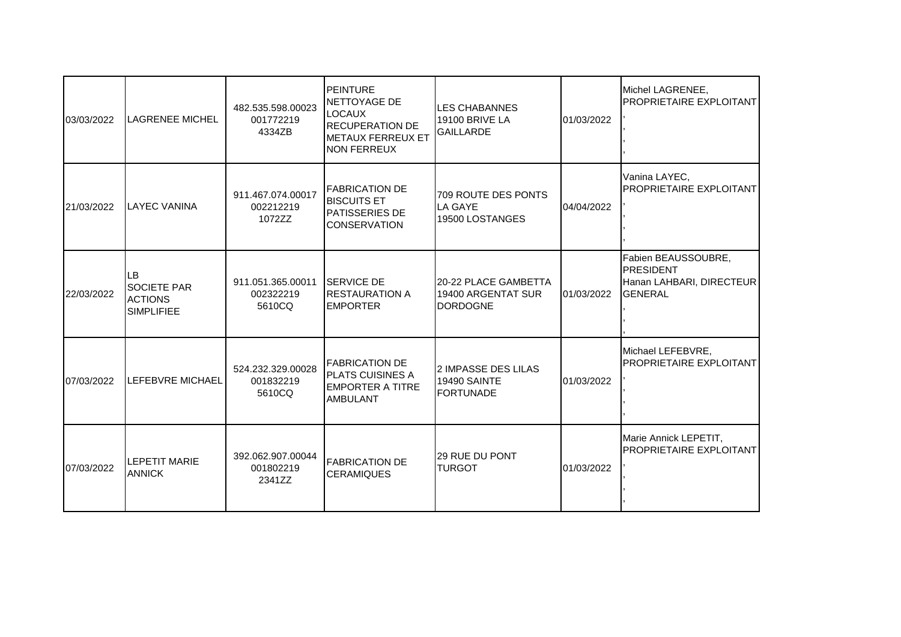| | | | | | | |
|---|---|---|---|---|---|---|
| 03/03/2022 | LAGRENEE MICHEL | 482.535.598.00023 001772219 4334ZB | PEINTURE NETTOYAGE DE LOCAUX RECUPERATION DE METAUX FERREUX ET NON FERREUX | LES CHABANNES 19100 BRIVE LA GAILLARDE | 01/03/2022 | Michel LAGRENEE, PROPRIETAIRE EXPLOITANT , , , , |
| 21/03/2022 | LAYEC VANINA | 911.467.074.00017 002212219 1072ZZ | FABRICATION DE BISCUITS ET PATISSERIES DE CONSERVATION | 709 ROUTE DES PONTS LA GAYE 19500 LOSTANGES | 04/04/2022 | Vanina LAYEC, PROPRIETAIRE EXPLOITANT , , , , |
| 22/03/2022 | LB SOCIETE PAR ACTIONS SIMPLIFIEE | 911.051.365.00011 002322219 5610CQ | SERVICE DE RESTAURATION A EMPORTER | 20-22 PLACE GAMBETTA 19400 ARGENTAT SUR DORDOGNE | 01/03/2022 | Fabien BEAUSSOUBRE, PRESIDENT Hanan LAHBARI, DIRECTEUR GENERAL , , , |
| 07/03/2022 | LEFEBVRE MICHAEL | 524.232.329.00028 001832219 5610CQ | FABRICATION DE PLATS CUISINES A EMPORTER A TITRE AMBULANT | 2 IMPASSE DES LILAS 19490 SAINTE FORTUNADE | 01/03/2022 | Michael LEFEBVRE, PROPRIETAIRE EXPLOITANT , , , , |
| 07/03/2022 | LEPETIT MARIE ANNICK | 392.062.907.00044 001802219 2341ZZ | FABRICATION DE CERAMIQUES | 29 RUE DU PONT TURGOT | 01/03/2022 | Marie Annick LEPETIT, PROPRIETAIRE EXPLOITANT , , , , |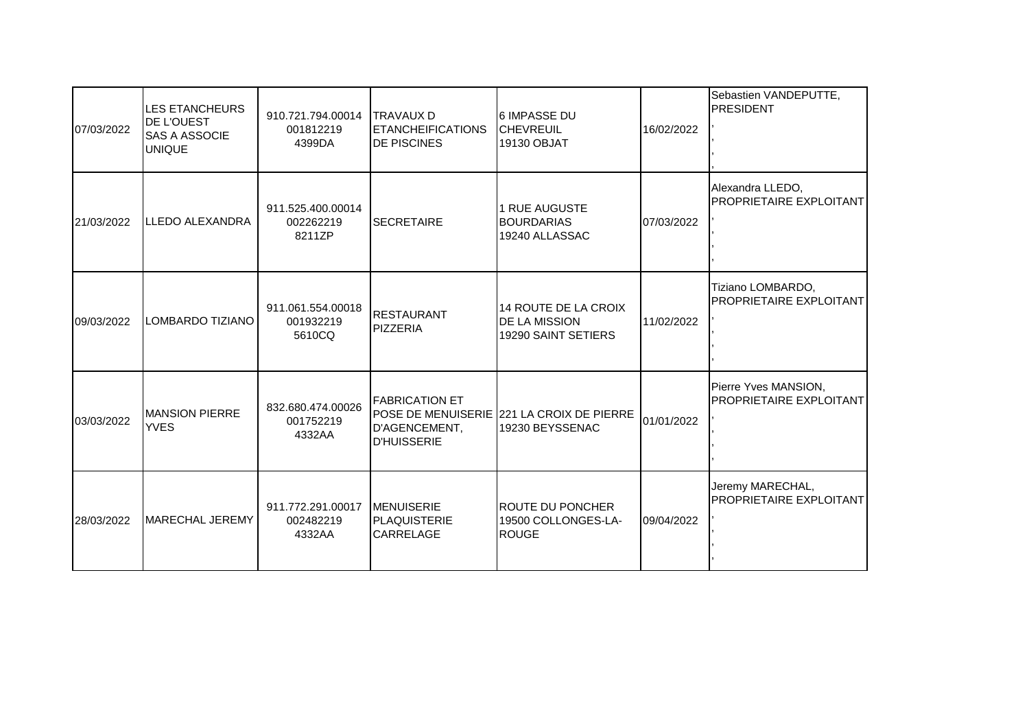| | | | | | | |
|---|---|---|---|---|---|---|
| 07/03/2022 | LES ETANCHEURS DE L'OUEST SAS A ASSOCIE UNIQUE | 910.721.794.00014 001812219 4399DA | TRAVAUX D ETANCHEIFICATIONS DE PISCINES | 6 IMPASSE DU CHEVREUIL 19130 OBJAT | 16/02/2022 | Sebastien VANDEPUTTE, PRESIDENT , , , |
| 21/03/2022 | LLEDO ALEXANDRA | 911.525.400.00014 002262219 8211ZP | SECRETAIRE | 1 RUE AUGUSTE BOURDARIAS 19240 ALLASSAC | 07/03/2022 | Alexandra LLEDO, PROPRIETAIRE EXPLOITANT , , , |
| 09/03/2022 | LOMBARDO TIZIANO | 911.061.554.00018 001932219 5610CQ | RESTAURANT PIZZERIA | 14 ROUTE DE LA CROIX DE LA MISSION 19290 SAINT SETIERS | 11/02/2022 | Tiziano LOMBARDO, PROPRIETAIRE EXPLOITANT , , , |
| 03/03/2022 | MANSION PIERRE YVES | 832.680.474.00026 001752219 4332AA | FABRICATION ET POSE DE MENUISERIE D'AGENCEMENT, D'HUISSERIE | 221 LA CROIX DE PIERRE 19230 BEYSSENAC | 01/01/2022 | Pierre Yves MANSION, PROPRIETAIRE EXPLOITANT , , , |
| 28/03/2022 | MARECHAL JEREMY | 911.772.291.00017 002482219 4332AA | MENUISERIE PLAQUISTERIE CARRELAGE | ROUTE DU PONCHER 19500 COLLONGES-LA-ROUGE | 09/04/2022 | Jeremy MARECHAL, PROPRIETAIRE EXPLOITANT , , , |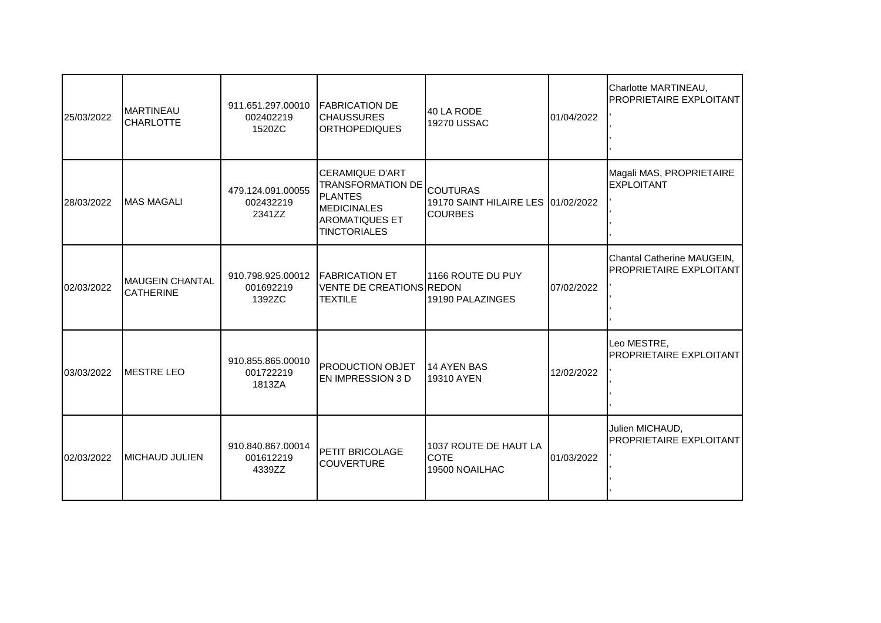| | | | | | | |
|---|---|---|---|---|---|---|
| 25/03/2022 | MARTINEAU CHARLOTTE | 911.651.297.00010 002402219 1520ZC | FABRICATION DE CHAUSSURES ORTHOPEDIQUES | 40 LA RODE 19270 USSAC | 01/04/2022 | Charlotte MARTINEAU, PROPRIETAIRE EXPLOITANT , , , , |
| 28/03/2022 | MAS MAGALI | 479.124.091.00055 002432219 2341ZZ | CERAMIQUE D'ART TRANSFORMATION DE PLANTES MEDICINALES AROMATIQUES ET TINCTORIALES | COUTURAS 19170 SAINT HILAIRE LES COURBES | 01/02/2022 | Magali MAS, PROPRIETAIRE EXPLOITANT , , , |
| 02/03/2022 | MAUGEIN CHANTAL CATHERINE | 910.798.925.00012 001692219 1392ZC | FABRICATION ET VENTE DE CREATIONS TEXTILE | 1166 ROUTE DU PUY REDON 19190 PALAZINGES | 07/02/2022 | Chantal Catherine MAUGEIN, PROPRIETAIRE EXPLOITANT , , , |
| 03/03/2022 | MESTRE LEO | 910.855.865.00010 001722219 1813ZA | PRODUCTION OBJET EN IMPRESSION 3 D | 14 AYEN BAS 19310 AYEN | 12/02/2022 | Leo MESTRE, PROPRIETAIRE EXPLOITANT , , , , |
| 02/03/2022 | MICHAUD JULIEN | 910.840.867.00014 001612219 4339ZZ | PETIT BRICOLAGE COUVERTURE | 1037 ROUTE DE HAUT LA COTE 19500 NOAILHAC | 01/03/2022 | Julien MICHAUD, PROPRIETAIRE EXPLOITANT , , , , |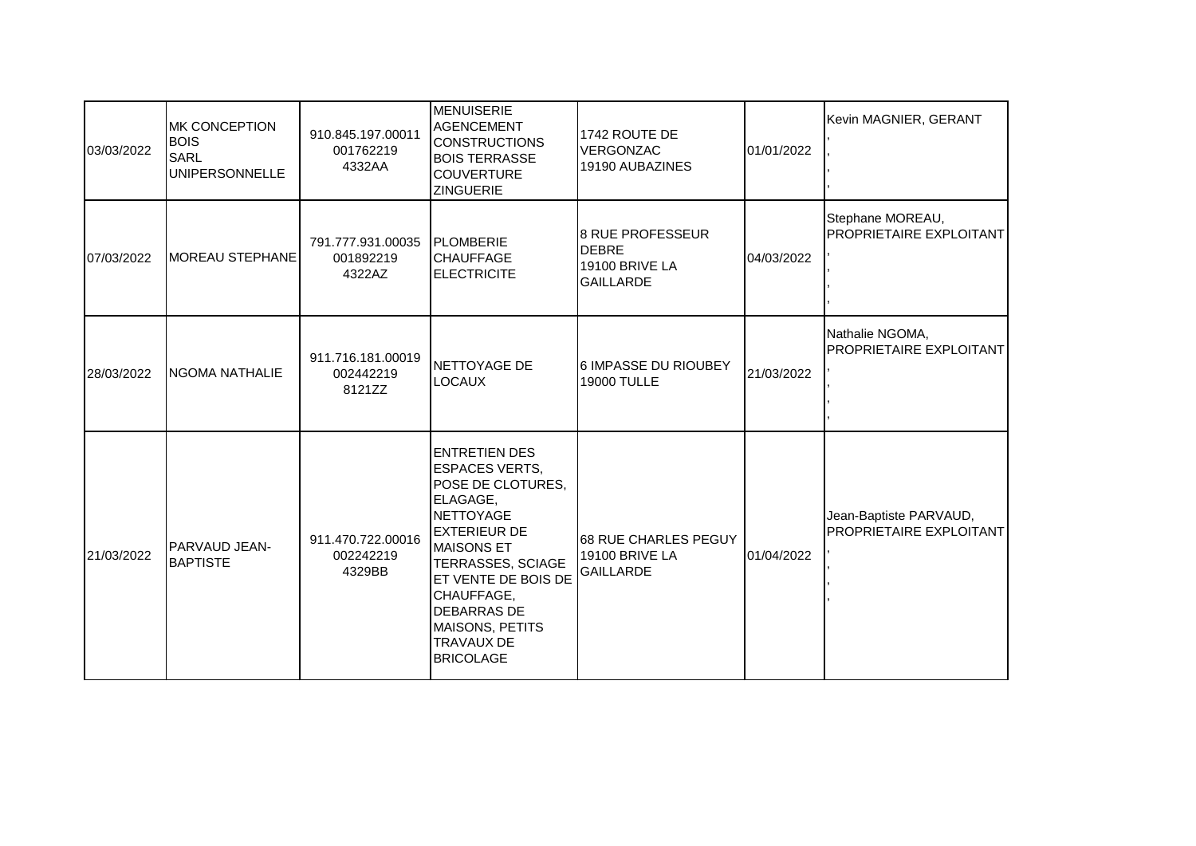| | | | | | | |
|---|---|---|---|---|---|---|
| 03/03/2022 | MK CONCEPTION BOIS SARL UNIPERSONNELLE | 910.845.197.00011 001762219 4332AA | MENUISERIE AGENCEMENT CONSTRUCTIONS BOIS TERRASSE COUVERTURE ZINGUERIE | 1742 ROUTE DE VERGONZAC 19190 AUBAZINES | 01/01/2022 | Kevin MAGNIER, GERANT , , , |
| 07/03/2022 | MOREAU STEPHANE | 791.777.931.00035 001892219 4322AZ | PLOMBERIE CHAUFFAGE ELECTRICITE | 8 RUE PROFESSEUR DEBRE 19100 BRIVE LA GAILLARDE | 04/03/2022 | Stephane MOREAU, PROPRIETAIRE EXPLOITANT , , , |
| 28/03/2022 | NGOMA NATHALIE | 911.716.181.00019 002442219 8121ZZ | NETTOYAGE DE LOCAUX | 6 IMPASSE DU RIOUBEY 19000 TULLE | 21/03/2022 | Nathalie NGOMA, PROPRIETAIRE EXPLOITANT , , , |
| 21/03/2022 | PARVAUD JEAN-BAPTISTE | 911.470.722.00016 002242219 4329BB | ENTRETIEN DES ESPACES VERTS, POSE DE CLOTURES, ELAGAGE, NETTOYAGE EXTERIEUR DE MAISONS ET TERRASSES, SCIAGE ET VENTE DE BOIS DE CHAUFFAGE, DEBARRAS DE MAISONS, PETITS TRAVAUX DE BRICOLAGE | 68 RUE CHARLES PEGUY 19100 BRIVE LA GAILLARDE | 01/04/2022 | Jean-Baptiste PARVAUD, PROPRIETAIRE EXPLOITANT , , , |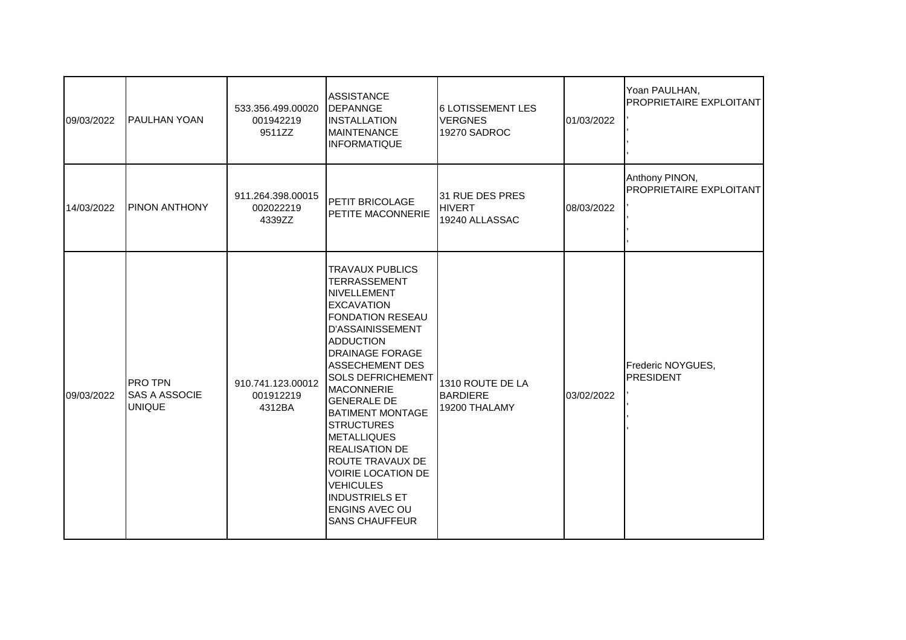| | | | | | | |
|---|---|---|---|---|---|---|
| 09/03/2022 | PAULHAN YOAN | 533.356.499.00020 001942219 9511ZZ | ASSISTANCE DEPANNGE INSTALLATION MAINTENANCE INFORMATIQUE | 6 LOTISSEMENT LES VERGNES 19270 SADROC | 01/03/2022 | Yoan PAULHAN, PROPRIETAIRE EXPLOITANT , , , , |
| 14/03/2022 | PINON ANTHONY | 911.264.398.00015 002022219 4339ZZ | PETIT BRICOLAGE PETITE MACONNERIE | 31 RUE DES PRES HIVERT 19240 ALLASSAC | 08/03/2022 | Anthony PINON, PROPRIETAIRE EXPLOITANT , , , |
| 09/03/2022 | PRO TPN SAS A ASSOCIE UNIQUE | 910.741.123.00012 001912219 4312BA | TRAVAUX PUBLICS TERRASSEMENT NIVELLEMENT EXCAVATION FONDATION RESEAU D'ASSAINISSEMENT ADDUCTION DRAINAGE FORAGE ASSECHEMENT DES SOLS DEFRICHEMENT MACONNERIE GENERALE DE BATIMENT MONTAGE STRUCTURES METALLIQUES REALISATION DE ROUTE TRAVAUX DE VOIRIE LOCATION DE VEHICULES INDUSTRIELS ET ENGINS AVEC OU SANS CHAUFFEUR | 1310 ROUTE DE LA BARDIERE 19200 THALAMY | 03/02/2022 | Frederic NOYGUES, PRESIDENT , , , |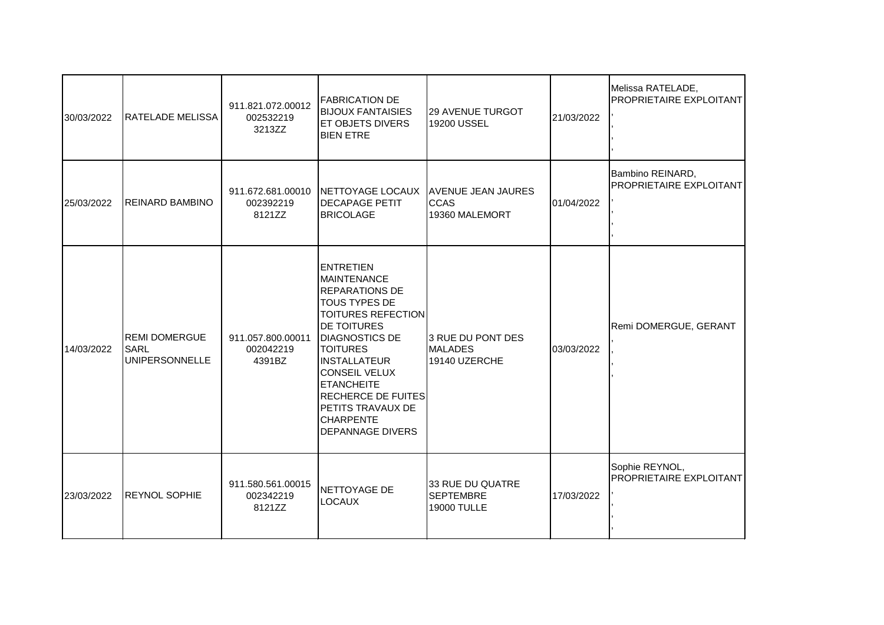| | | | | | | |
|---|---|---|---|---|---|---|
| 30/03/2022 | RATELADE MELISSA | 911.821.072.00012<br>002532219<br>3213ZZ | FABRICATION DE BIJOUX FANTAISIES ET OBJETS DIVERS BIEN ETRE | 29 AVENUE TURGOT<br>19200 USSEL | 21/03/2022 | Melissa RATELADE, PROPRIETAIRE EXPLOITANT<br>,<br>,<br>,<br>, |
| 25/03/2022 | REINARD BAMBINO | 911.672.681.00010<br>002392219<br>8121ZZ | NETTOYAGE LOCAUX DECAPAGE PETIT BRICOLAGE | AVENUE JEAN JAURES<br>CCAS<br>19360 MALEMORT | 01/04/2022 | Bambino REINARD, PROPRIETAIRE EXPLOITANT<br>,<br>,<br>,<br>, |
| 14/03/2022 | REMI DOMERGUE SARL UNIPERSONNELLE | 911.057.800.00011<br>002042219<br>4391BZ | ENTRETIEN MAINTENANCE REPARATIONS DE TOUS TYPES DE TOITURES REFECTION DE TOITURES DIAGNOSTICS DE TOITURES INSTALLATEUR CONSEIL VELUX ETANCHEITE RECHERCE DE FUITES PETITS TRAVAUX DE CHARPENTE DEPANNAGE DIVERS | 3 RUE DU PONT DES MALADES<br>19140 UZERCHE | 03/03/2022 | Remi DOMERGUE, GERANT<br>,<br>,<br>, |
| 23/03/2022 | REYNOL SOPHIE | 911.580.561.00015<br>002342219<br>8121ZZ | NETTOYAGE DE LOCAUX | 33 RUE DU QUATRE SEPTEMBRE<br>19000 TULLE | 17/03/2022 | Sophie REYNOL, PROPRIETAIRE EXPLOITANT<br>,<br>,<br>,<br>, |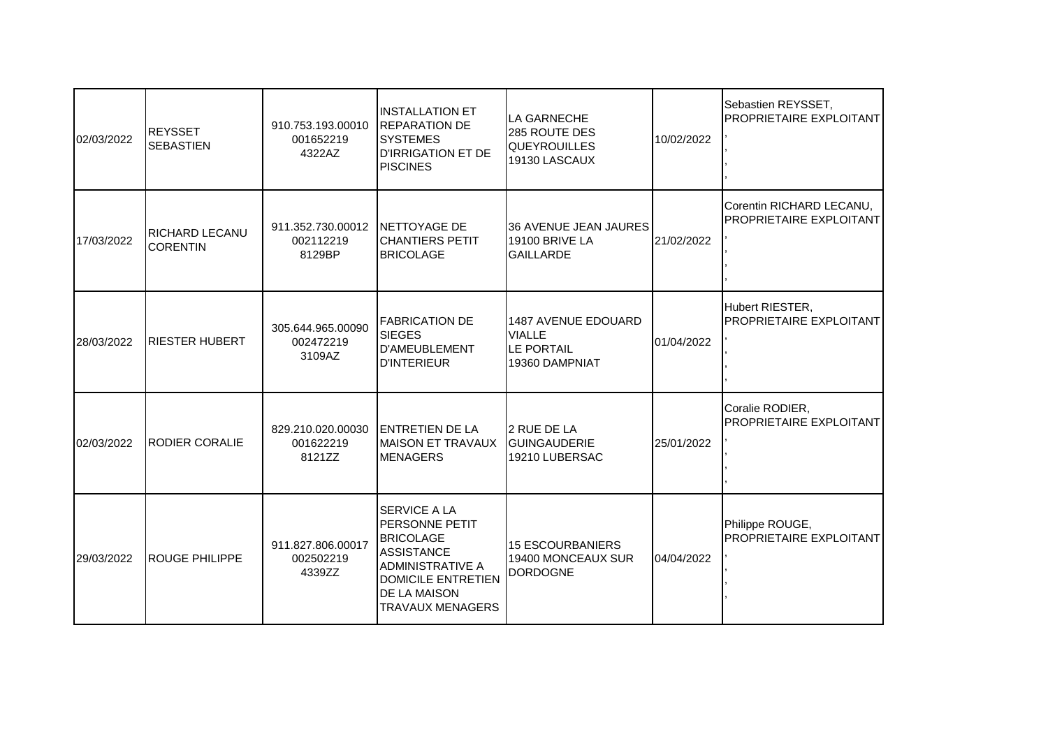| | | | | | | |
|---|---|---|---|---|---|---|
| 02/03/2022 | REYSSET SEBASTIEN | 910.753.193.00010 001652219 4322AZ | INSTALLATION ET REPARATION DE SYSTEMES D'IRRIGATION ET DE PISCINES | LA GARNECHE 285 ROUTE DES QUEYROUILLES 19130 LASCAUX | 10/02/2022 | Sebastien REYSSET, PROPRIETAIRE EXPLOITANT , , , , |
| 17/03/2022 | RICHARD LECANU CORENTIN | 911.352.730.00012 002112219 8129BP | NETTOYAGE DE CHANTIERS PETIT BRICOLAGE | 36 AVENUE JEAN JAURES 19100 BRIVE LA GAILLARDE | 21/02/2022 | Corentin RICHARD LECANU, PROPRIETAIRE EXPLOITANT , , , , |
| 28/03/2022 | RIESTER HUBERT | 305.644.965.00090 002472219 3109AZ | FABRICATION DE SIEGES D'AMEUBLEMENT D'INTERIEUR | 1487 AVENUE EDOUARD VIALLE LE PORTAIL 19360 DAMPNIAT | 01/04/2022 | Hubert RIESTER, PROPRIETAIRE EXPLOITANT , , , , |
| 02/03/2022 | RODIER CORALIE | 829.210.020.00030 001622219 8121ZZ | ENTRETIEN DE LA MAISON ET TRAVAUX MENAGERS | 2 RUE DE LA GUINGAUDERIE 19210 LUBERSAC | 25/01/2022 | Coralie RODIER, PROPRIETAIRE EXPLOITANT , , , , |
| 29/03/2022 | ROUGE PHILIPPE | 911.827.806.00017 002502219 4339ZZ | SERVICE A LA PERSONNE PETIT BRICOLAGE ASSISTANCE ADMINISTRATIVE A DOMICILE ENTRETIEN DE LA MAISON TRAVAUX MENAGERS | 15 ESCOURBANIERS 19400 MONCEAUX SUR DORDOGNE | 04/04/2022 | Philippe ROUGE, PROPRIETAIRE EXPLOITANT , , , , |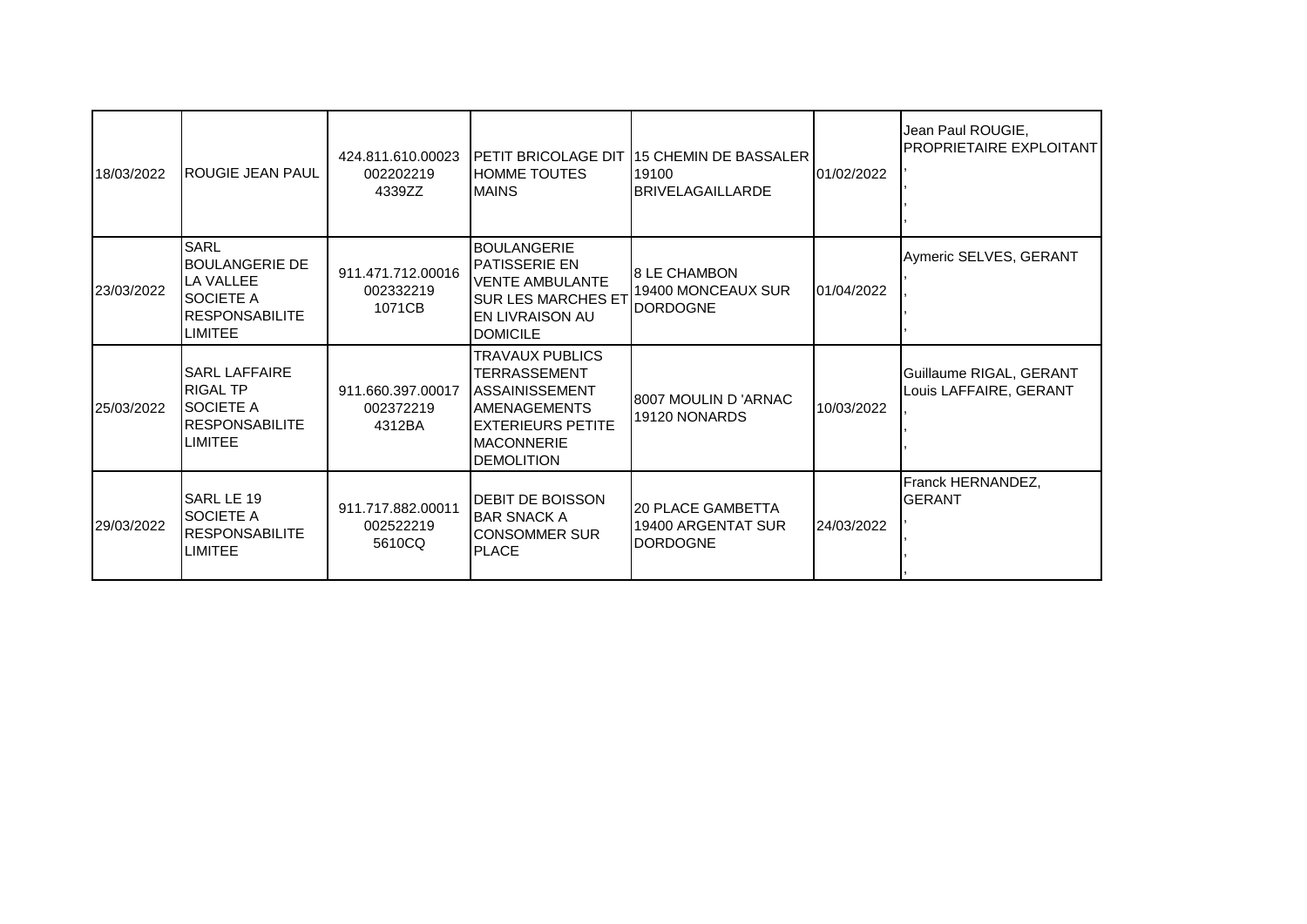| | | | | | | |
|---|---|---|---|---|---|---|
| 18/03/2022 | ROUGIE JEAN PAUL | 424.811.610.00023 002202219 4339ZZ | PETIT BRICOLAGE DIT HOMME TOUTES MAINS | 15 CHEMIN DE BASSALER 19100 BRIVELAGAILLARDE | 01/02/2022 | Jean Paul ROUGIE, PROPRIETAIRE EXPLOITANT , , , , |
| 23/03/2022 | SARL BOULANGERIE DE LA VALLEE SOCIETE A RESPONSABILITE LIMITEE | 911.471.712.00016 002332219 1071CB | BOULANGERIE PATISSERIE EN VENTE AMBULANTE SUR LES MARCHES ET EN LIVRAISON AU DOMICILE | 8 LE CHAMBON 19400 MONCEAUX SUR DORDOGNE | 01/04/2022 | Aymeric SELVES, GERANT , , , , |
| 25/03/2022 | SARL LAFFAIRE RIGAL TP SOCIETE A RESPONSABILITE LIMITEE | 911.660.397.00017 002372219 4312BA | TRAVAUX PUBLICS TERRASSEMENT ASSAINISSEMENT AMENAGEMENTS EXTERIEURS PETITE MACONNERIE DEMOLITION | 8007 MOULIN D 'ARNAC 19120 NONARDS | 10/03/2022 | Guillaume RIGAL, GERANT Louis LAFFAIRE, GERANT , , , |
| 29/03/2022 | SARL LE 19 SOCIETE A RESPONSABILITE LIMITEE | 911.717.882.00011 002522219 5610CQ | DEBIT DE BOISSON BAR SNACK A CONSOMMER SUR PLACE | 20 PLACE GAMBETTA 19400 ARGENTAT SUR DORDOGNE | 24/03/2022 | Franck HERNANDEZ, GERANT , , , , |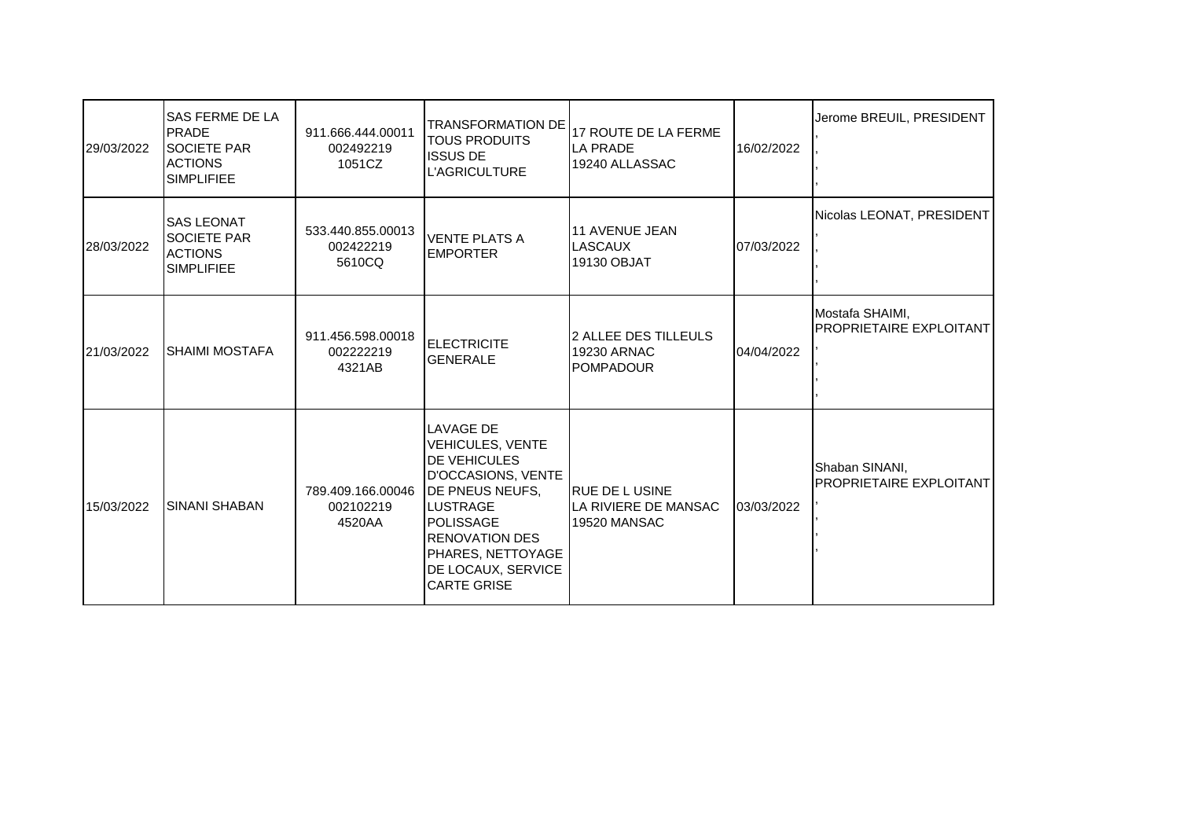| | | | | | | |
|---|---|---|---|---|---|---|
| 29/03/2022 | SAS FERME DE LA PRADE SOCIETE PAR ACTIONS SIMPLIFIEE | 911.666.444.00011 002492219 1051CZ | TRANSFORMATION DE TOUS PRODUITS ISSUS DE L'AGRICULTURE | 17 ROUTE DE LA FERME LA PRADE 19240 ALLASSAC | 16/02/2022 | Jerome BREUIL, PRESIDENT , , , |
| 28/03/2022 | SAS LEONAT SOCIETE PAR ACTIONS SIMPLIFIEE | 533.440.855.00013 002422219 5610CQ | VENTE PLATS A EMPORTER | 11 AVENUE JEAN LASCAUX 19130 OBJAT | 07/03/2022 | Nicolas LEONAT, PRESIDENT , , , |
| 21/03/2022 | SHAIMI MOSTAFA | 911.456.598.00018 002222219 4321AB | ELECTRICITE GENERALE | 2 ALLEE DES TILLEULS 19230 ARNAC POMPADOUR | 04/04/2022 | Mostafa SHAIMI, PROPRIETAIRE EXPLOITANT , , , |
| 15/03/2022 | SINANI SHABAN | 789.409.166.00046 002102219 4520AA | LAVAGE DE VEHICULES, VENTE DE VEHICULES D'OCCASIONS, VENTE DE PNEUS NEUFS, LUSTRAGE POLISSAGE RENOVATION DES PHARES, NETTOYAGE DE LOCAUX, SERVICE CARTE GRISE | RUE DE L USINE LA RIVIERE DE MANSAC 19520 MANSAC | 03/03/2022 | Shaban SINANI, PROPRIETAIRE EXPLOITANT , , , |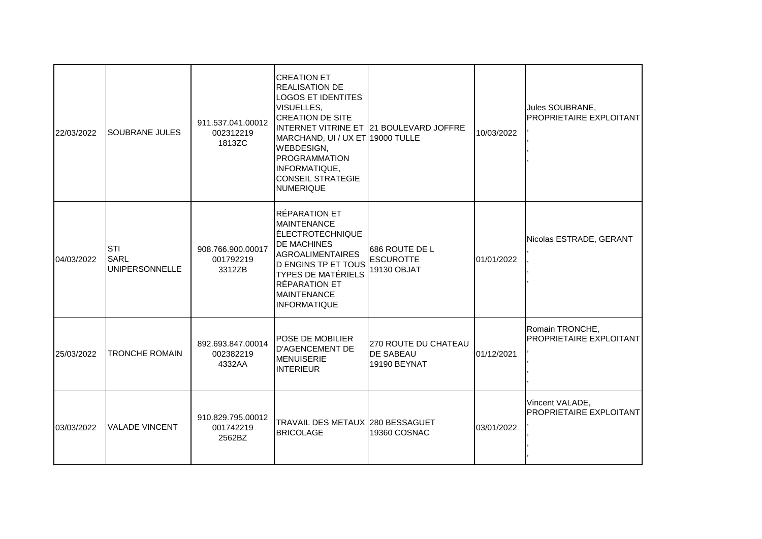| | | | | | | |
|---|---|---|---|---|---|---|
| 22/03/2022 | SOUBRANE JULES | 911.537.041.00012 002312219 1813ZC | CREATION ET REALISATION DE LOGOS ET IDENTITES VISUELLES, CREATION DE SITE INTERNET VITRINE ET MARCHAND, UI / UX ET WEBDESIGN, PROGRAMMATION INFORMATIQUE, CONSEIL STRATEGIE NUMERIQUE | 21 BOULEVARD JOFFRE 19000 TULLE | 10/03/2022 | Jules SOUBRANE, PROPRIETAIRE EXPLOITANT , , , , |
| 04/03/2022 | STI SARL UNIPERSONNELLE | 908.766.900.00017 001792219 3312ZB | RÉPARATION ET MAINTENANCE ÉLECTROTECHNIQUE DE MACHINES AGROALIMENTAIRES D ENGINS TP ET TOUS TYPES DE MATÉRIELS RÉPARATION ET MAINTENANCE INFORMATIQUE | 686 ROUTE DE L ESCUROTTE 19130 OBJAT | 01/01/2022 | Nicolas ESTRADE, GERANT , , , , |
| 25/03/2022 | TRONCHE ROMAIN | 892.693.847.00014 002382219 4332AA | POSE DE MOBILIER D'AGENCEMENT DE MENUISERIE INTERIEUR | 270 ROUTE DU CHATEAU DE SABEAU 19190 BEYNAT | 01/12/2021 | Romain TRONCHE, PROPRIETAIRE EXPLOITANT , , , , |
| 03/03/2022 | VALADE VINCENT | 910.829.795.00012 001742219 2562BZ | TRAVAIL DES METAUX BRICOLAGE | 280 BESSAGUET 19360 COSNAC | 03/01/2022 | Vincent VALADE, PROPRIETAIRE EXPLOITANT , , , , |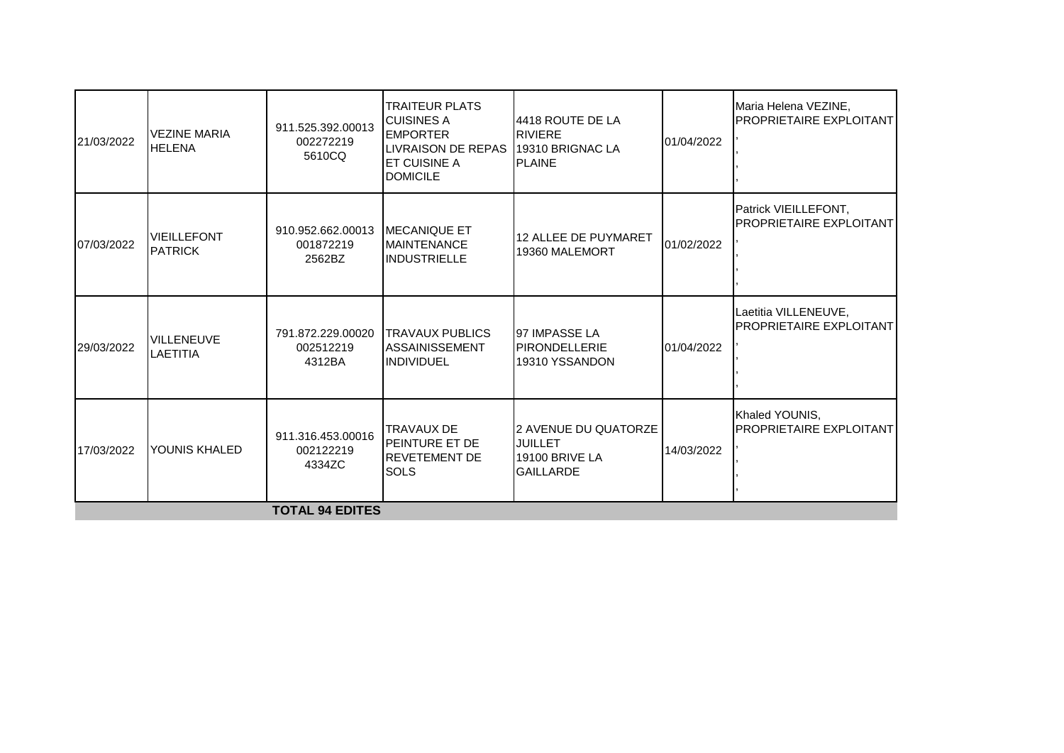| | | | | | | |
|---|---|---|---|---|---|---|
| 21/03/2022 | VEZINE MARIA HELENA | 911.525.392.00013 002272219 5610CQ | TRAITEUR PLATS CUISINES A EMPORTER LIVRAISON DE REPAS ET CUISINE A DOMICILE | 4418 ROUTE DE LA RIVIERE 19310 BRIGNAC LA PLAINE | 01/04/2022 | Maria Helena VEZINE, PROPRIETAIRE EXPLOITANT , , , , |
| 07/03/2022 | VIEILLEFONT PATRICK | 910.952.662.00013 001872219 2562BZ | MECANIQUE ET MAINTENANCE INDUSTRIELLE | 12 ALLEE DE PUYMARET 19360 MALEMORT | 01/02/2022 | Patrick VIEILLEFONT, PROPRIETAIRE EXPLOITANT , , , , |
| 29/03/2022 | VILLENEUVE LAETITIA | 791.872.229.00020 002512219 4312BA | TRAVAUX PUBLICS ASSAINISSEMENT INDIVIDUEL | 97 IMPASSE LA PIRONDELLERIE 19310 YSSANDON | 01/04/2022 | Laetitia VILLENEUVE, PROPRIETAIRE EXPLOITANT , , , , |
| 17/03/2022 | YOUNIS KHALED | 911.316.453.00016 002122219 4334ZC | TRAVAUX DE PEINTURE ET DE REVETEMENT DE SOLS | 2 AVENUE DU QUATORZE JUILLET 19100 BRIVE LA GAILLARDE | 14/03/2022 | Khaled YOUNIS, PROPRIETAIRE EXPLOITANT , , , , |

**TOTAL 94 EDITES**